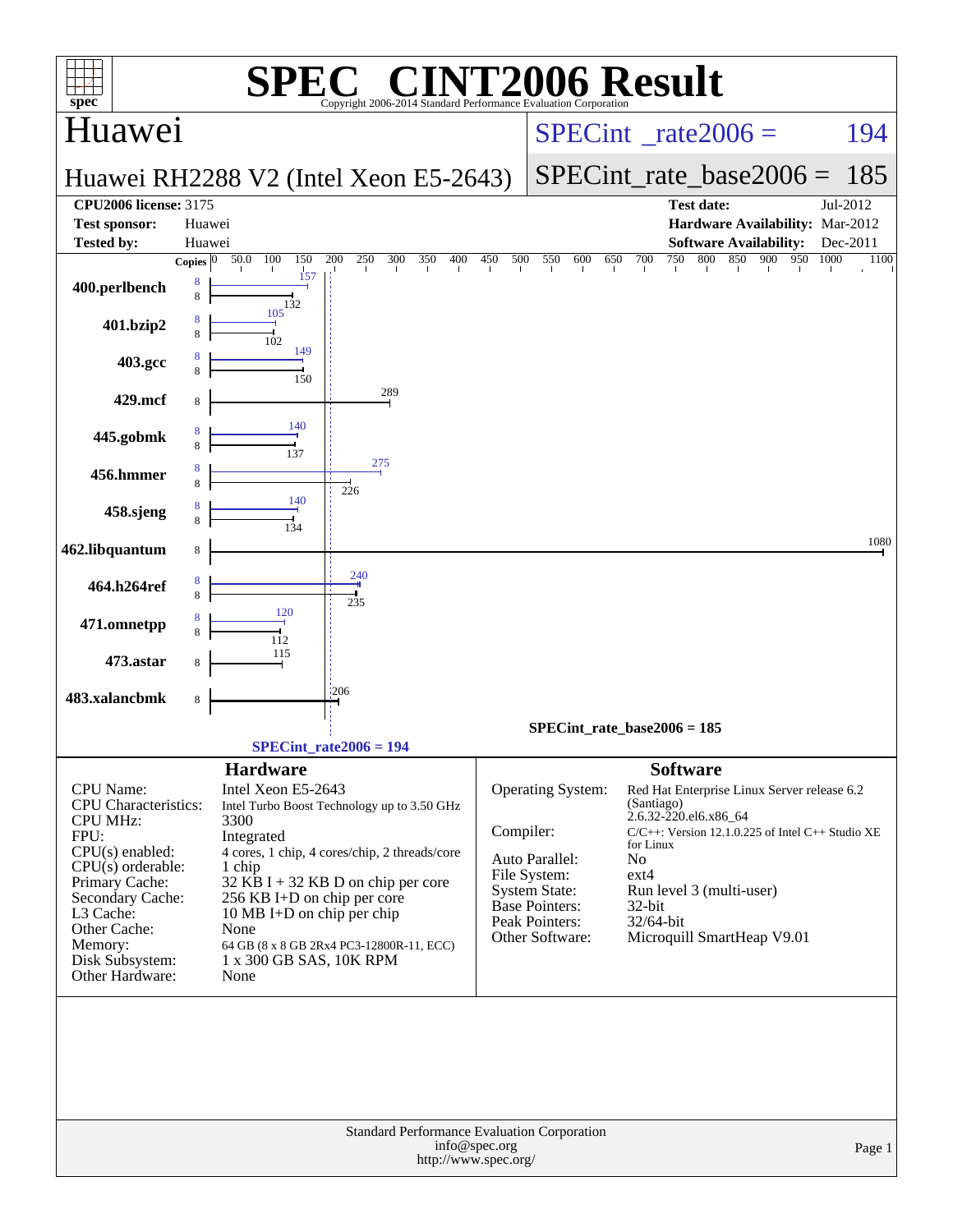# SPEC CINT2006 Result

Copyright 2006-2014 Standard Performance Evaluation Corporation

## Huawei

**Huawei RH2288 V2 (Intel Xeon E5-2643)**

SPECint_rate2006 = 194

SPECint_rate_base2006 = 185

| | | | |
|---|---|---|---|
| **CPU2006 license:** 3175 | | **Test date:** | Jul-2012 |
| **Test sponsor:** | Huawei | **Hardware Availability:** | Mar-2012 |
| **Tested by:** | Huawei | **Software Availability:** | Dec-2011 |

| Benchmark | Copies (peak) | Peak | Copies (base) | Base |
|---|---|---|---|---|
| 400.perlbench | 8 | 157 | 8 | 132 |
| 401.bzip2 | 8 | 105 | 8 | 102 |
| 403.gcc | 8 | 149 | 8 | 150 |
| 429.mcf | | | 8 | 289 |
| 445.gobmk | 8 | 140 | 8 | 137 |
| 456.hmmer | 8 | 275 | 8 | 226 |
| 458.sjeng | 8 | 140 | 8 | 134 |
| 462.libquantum | | | 8 | 1080 |
| 464.h264ref | 8 | 240 | 8 | 235 |
| 471.omnetpp | 8 | 120 | 8 | 112 |
| 473.astar | | | 8 | 115 |
| 483.xalancbmk | | | 8 | 206 |

SPECint_rate_base2006 = 185

SPECint_rate2006 = 194

## Hardware

| | |
|---|---|
| CPU Name: | Intel Xeon E5-2643 |
| CPU Characteristics: | Intel Turbo Boost Technology up to 3.50 GHz |
| CPU MHz: | 3300 |
| FPU: | Integrated |
| CPU(s) enabled: | 4 cores, 1 chip, 4 cores/chip, 2 threads/core |
| CPU(s) orderable: | 1 chip |
| Primary Cache: | 32 KB I + 32 KB D on chip per core |
| Secondary Cache: | 256 KB I+D on chip per core |
| L3 Cache: | 10 MB I+D on chip per chip |
| Other Cache: | None |
| Memory: | 64 GB (8 x 8 GB 2Rx4 PC3-12800R-11, ECC) |
| Disk Subsystem: | 1 x 300 GB SAS, 10K RPM |
| Other Hardware: | None |

## Software

| | |
|---|---|
| Operating System: | Red Hat Enterprise Linux Server release 6.2 (Santiago) 2.6.32-220.el6.x86_64 |
| Compiler: | C/C++: Version 12.1.0.225 of Intel C++ Studio XE for Linux |
| Auto Parallel: | No |
| File System: | ext4 |
| System State: | Run level 3 (multi-user) |
| Base Pointers: | 32-bit |
| Peak Pointers: | 32/64-bit |
| Other Software: | Microquill SmartHeap V9.01 |

Standard Performance Evaluation Corporation
info@spec.org
http://www.spec.org/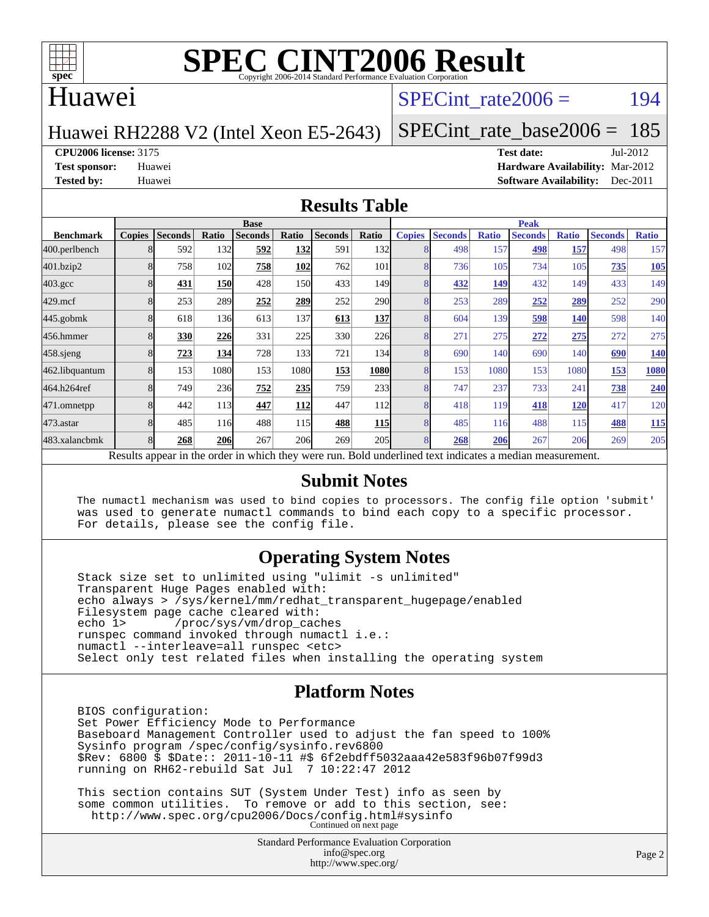# SPEC CINT2006 Result

Copyright 2006-2014 Standard Performance Evaluation Corporation

## Huawei

Huawei RH2288 V2 (Intel Xeon E5-2643)

SPECint_rate2006 = 194

SPECint_rate_base2006 = 185

**CPU2006 license:** 3175
**Test sponsor:** Huawei
**Tested by:** Huawei

**Test date:** Jul-2012
**Hardware Availability:** Mar-2012
**Software Availability:** Dec-2011

## Results Table

| Benchmark | Base | | | | | | | Peak | | | | | | |
|---|---|---|---|---|---|---|---|---|---|---|---|---|---|---|
| | Copies | Seconds | Ratio | Seconds | Ratio | Seconds | Ratio | Copies | Seconds | Ratio | Seconds | Ratio | Seconds | Ratio |
| 400.perlbench | 8 | 592 | 132 | **592** | **132** | 591 | 132 | 8 | 498 | 157 | **498** | **157** | 498 | 157 |
| 401.bzip2 | 8 | 758 | 102 | **758** | **102** | 762 | 101 | 8 | 736 | 105 | 734 | 105 | **735** | **105** |
| 403.gcc | 8 | **431** | **150** | 428 | 150 | 433 | 149 | 8 | **432** | **149** | 432 | 149 | 433 | 149 |
| 429.mcf | 8 | 253 | 289 | **252** | **289** | 252 | 290 | 8 | 253 | 289 | **252** | **289** | 252 | 290 |
| 445.gobmk | 8 | 618 | 136 | 613 | 137 | **613** | **137** | 8 | 604 | 139 | **598** | **140** | 598 | 140 |
| 456.hmmer | 8 | **330** | **226** | 331 | 225 | 330 | 226 | 8 | 271 | 275 | **272** | **275** | 272 | 275 |
| 458.sjeng | 8 | **723** | **134** | 728 | 133 | 721 | 134 | 8 | 690 | 140 | 690 | 140 | **690** | **140** |
| 462.libquantum | 8 | 153 | 1080 | 153 | 1080 | **153** | **1080** | 8 | 153 | 1080 | 153 | 1080 | **153** | **1080** |
| 464.h264ref | 8 | 749 | 236 | **752** | **235** | 759 | 233 | 8 | 747 | 237 | 733 | 241 | **738** | **240** |
| 471.omnetpp | 8 | 442 | 113 | **447** | **112** | 447 | 112 | 8 | 418 | 119 | **418** | **120** | 417 | 120 |
| 473.astar | 8 | 485 | 116 | 488 | 115 | **488** | **115** | 8 | 485 | 116 | 488 | 115 | **488** | **115** |
| 483.xalancbmk | 8 | **268** | **206** | 267 | 206 | 269 | 205 | 8 | **268** | **206** | 267 | 206 | 269 | 205 |

Results appear in the order in which they were run. Bold underlined text indicates a median measurement.

## Submit Notes

```
The numactl mechanism was used to bind copies to processors. The config file option 'submit'
was used to generate numactl commands to bind each copy to a specific processor.
For details, please see the config file.
```

## Operating System Notes

```
Stack size set to unlimited using "ulimit -s unlimited"
Transparent Huge Pages enabled with:
echo always > /sys/kernel/mm/redhat_transparent_hugepage/enabled
Filesystem page cache cleared with:
echo 1>       /proc/sys/vm/drop_caches
runspec command invoked through numactl i.e.:
numactl --interleave=all runspec <etc>
Select only test related files when installing the operating system
```

## Platform Notes

```
BIOS configuration:
Set Power Efficiency Mode to Performance
Baseboard Management Controller used to adjust the fan speed to 100%
Sysinfo program /spec/config/sysinfo.rev6800
$Rev: 6800 $ $Date:: 2011-10-11 #$ 6f2ebdff5032aaa42e583f96b07f99d3
running on RH62-rebuild Sat Jul  7 10:22:47 2012

This section contains SUT (System Under Test) info as seen by
some common utilities.  To remove or add to this section, see:
  http://www.spec.org/cpu2006/Docs/config.html#sysinfo
```

Continued on next page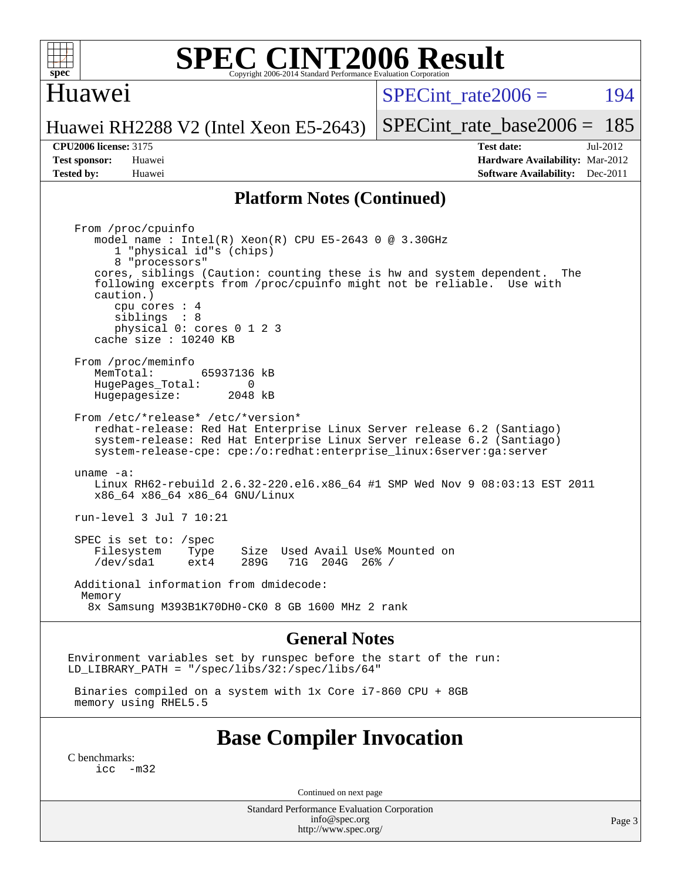# SPEC CINT2006 Result

Copyright 2006-2014 Standard Performance Evaluation Corporation

## Huawei

Huawei RH2288 V2 (Intel Xeon E5-2643)

SPECint_rate2006 = 194

SPECint_rate_base2006 = 185

| | | | |
|---|---|---|---|
| **CPU2006 license:** 3175 | | **Test date:** | Jul-2012 |
| **Test sponsor:** | Huawei | **Hardware Availability:** | Mar-2012 |
| **Tested by:** | Huawei | **Software Availability:** | Dec-2011 |

## Platform Notes (Continued)

```
From /proc/cpuinfo
   model name : Intel(R) Xeon(R) CPU E5-2643 0 @ 3.30GHz
      1 "physical id"s (chips)
      8 "processors"
   cores, siblings (Caution: counting these is hw and system dependent.  The
   following excerpts from /proc/cpuinfo might not be reliable.  Use with
   caution.)
      cpu cores : 4
      siblings  : 8
      physical 0: cores 0 1 2 3
   cache size : 10240 KB

From /proc/meminfo
   MemTotal:       65937136 kB
   HugePages_Total:       0
   Hugepagesize:       2048 kB

From /etc/*release* /etc/*version*
   redhat-release: Red Hat Enterprise Linux Server release 6.2 (Santiago)
   system-release: Red Hat Enterprise Linux Server release 6.2 (Santiago)
   system-release-cpe: cpe:/o:redhat:enterprise_linux:6server:ga:server

uname -a:
   Linux RH62-rebuild 2.6.32-220.el6.x86_64 #1 SMP Wed Nov 9 08:03:13 EST 2011
   x86_64 x86_64 x86_64 GNU/Linux

run-level 3 Jul 7 10:21

SPEC is set to: /spec
   Filesystem    Type    Size  Used Avail Use% Mounted on
   /dev/sda1     ext4    289G   71G  204G  26% /

Additional information from dmidecode:
 Memory
  8x Samsung M393B1K70DH0-CK0 8 GB 1600 MHz 2 rank
```

## General Notes

```
Environment variables set by runspec before the start of the run:
LD_LIBRARY_PATH = "/spec/libs/32:/spec/libs/64"

 Binaries compiled on a system with 1x Core i7-860 CPU + 8GB
 memory using RHEL5.5
```

## Base Compiler Invocation

C benchmarks:

```
icc  -m32
```

Continued on next page

Standard Performance Evaluation Corporation
info@spec.org
http://www.spec.org/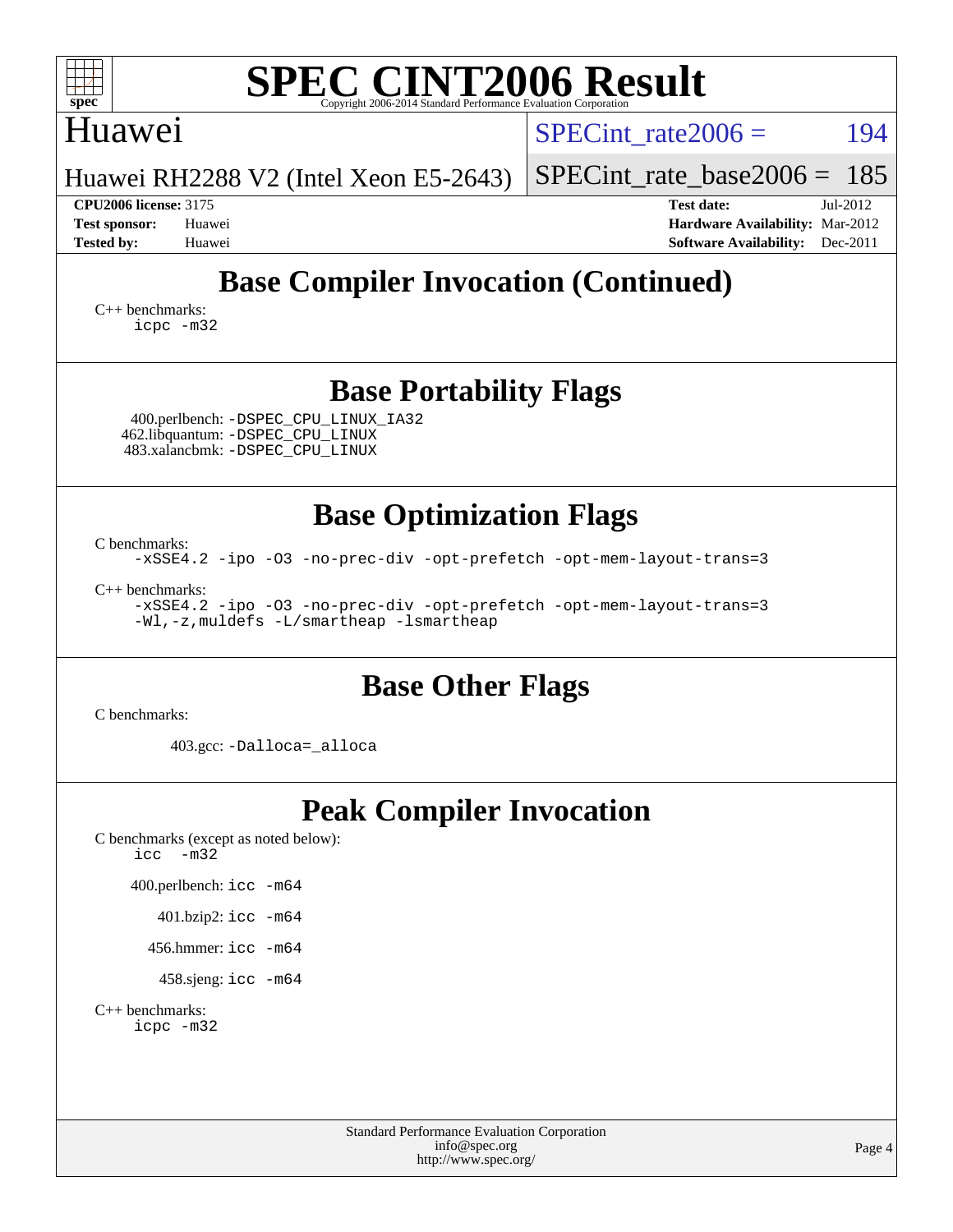# SPEC CINT2006 Result

Copyright 2006-2014 Standard Performance Evaluation Corporation

## Huawei

Huawei RH2288 V2 (Intel Xeon E5-2643)

SPECint_rate2006 = 194

SPECint_rate_base2006 = 185

**CPU2006 license:** 3175
**Test sponsor:** Huawei
**Tested by:** Huawei

**Test date:** Jul-2012
**Hardware Availability:** Mar-2012
**Software Availability:** Dec-2011

## Base Compiler Invocation (Continued)

C++ benchmarks:
```
icpc -m32
```

## Base Portability Flags

400.perlbench: `-DSPEC_CPU_LINUX_IA32`
462.libquantum: `-DSPEC_CPU_LINUX`
483.xalancbmk: `-DSPEC_CPU_LINUX`

## Base Optimization Flags

C benchmarks:
```
-xSSE4.2 -ipo -O3 -no-prec-div -opt-prefetch -opt-mem-layout-trans=3
```

C++ benchmarks:
```
-xSSE4.2 -ipo -O3 -no-prec-div -opt-prefetch -opt-mem-layout-trans=3
-Wl,-z,muldefs -L/smartheap -lsmartheap
```

## Base Other Flags

C benchmarks:

403.gcc: `-Dalloca=_alloca`

## Peak Compiler Invocation

C benchmarks (except as noted below):
```
icc  -m32
```

400.perlbench: `icc -m64`

401.bzip2: `icc -m64`

456.hmmer: `icc -m64`

458.sjeng: `icc -m64`

C++ benchmarks:
```
icpc -m32
```

Standard Performance Evaluation Corporation
info@spec.org
http://www.spec.org/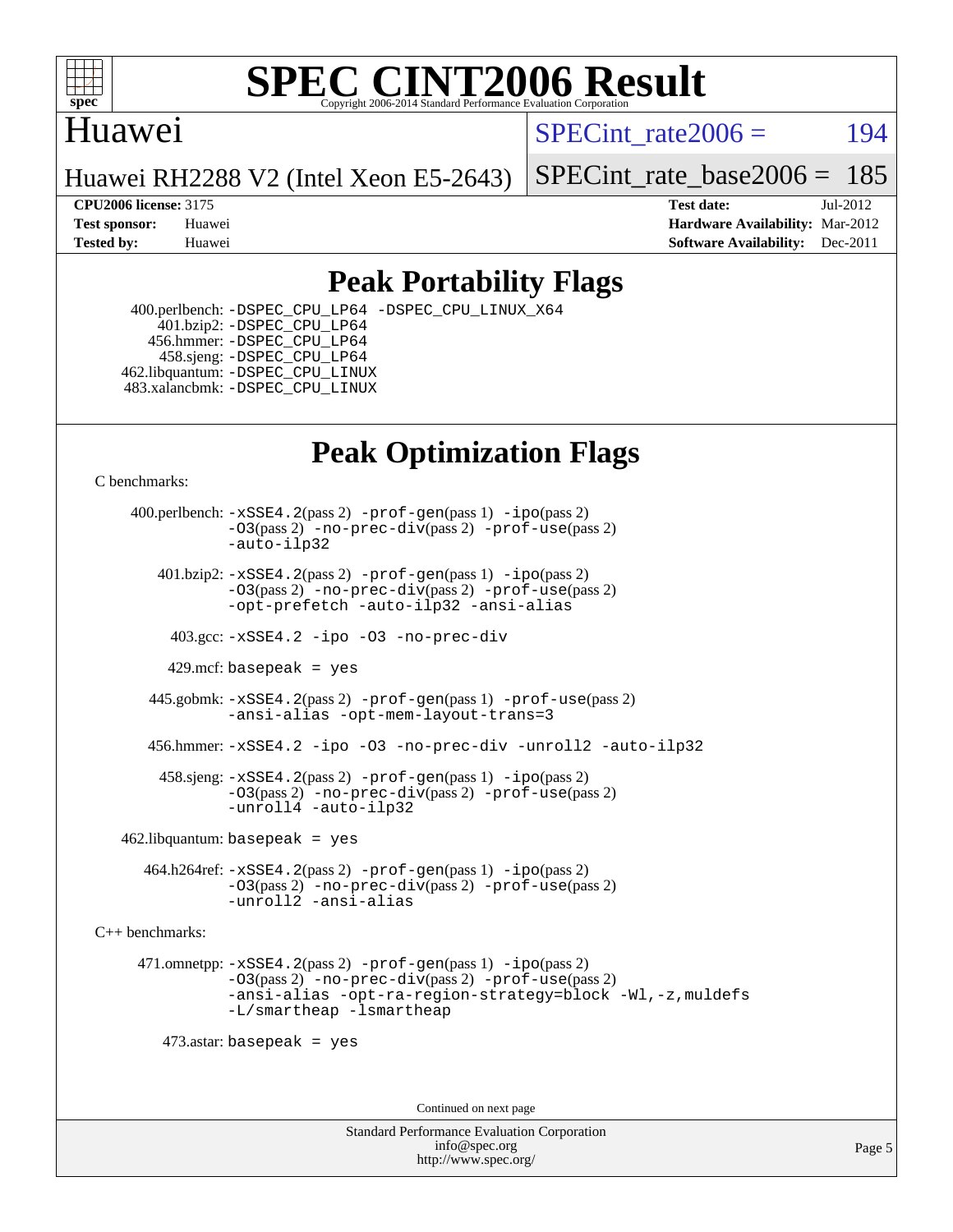# SPEC CINT2006 Result

Copyright 2006-2014 Standard Performance Evaluation Corporation

Huawei

Huawei RH2288 V2 (Intel Xeon E5-2643)

SPECint_rate2006 = 194

SPECint_rate_base2006 = 185

**CPU2006 license:** 3175
**Test sponsor:** Huawei
**Tested by:** Huawei

**Test date:** Jul-2012
**Hardware Availability:** Mar-2012
**Software Availability:** Dec-2011

## Peak Portability Flags

400.perlbench: -DSPEC_CPU_LP64 -DSPEC_CPU_LINUX_X64
401.bzip2: -DSPEC_CPU_LP64
456.hmmer: -DSPEC_CPU_LP64
458.sjeng: -DSPEC_CPU_LP64
462.libquantum: -DSPEC_CPU_LINUX
483.xalancbmk: -DSPEC_CPU_LINUX

## Peak Optimization Flags

C benchmarks:

400.perlbench: -xSSE4.2(pass 2) -prof-gen(pass 1) -ipo(pass 2) -O3(pass 2) -no-prec-div(pass 2) -prof-use(pass 2) -auto-ilp32

401.bzip2: -xSSE4.2(pass 2) -prof-gen(pass 1) -ipo(pass 2) -O3(pass 2) -no-prec-div(pass 2) -prof-use(pass 2) -opt-prefetch -auto-ilp32 -ansi-alias

403.gcc: -xSSE4.2 -ipo -O3 -no-prec-div

429.mcf: basepeak = yes

445.gobmk: -xSSE4.2(pass 2) -prof-gen(pass 1) -prof-use(pass 2) -ansi-alias -opt-mem-layout-trans=3

456.hmmer: -xSSE4.2 -ipo -O3 -no-prec-div -unroll2 -auto-ilp32

458.sjeng: -xSSE4.2(pass 2) -prof-gen(pass 1) -ipo(pass 2) -O3(pass 2) -no-prec-div(pass 2) -prof-use(pass 2) -unroll4 -auto-ilp32

462.libquantum: basepeak = yes

464.h264ref: -xSSE4.2(pass 2) -prof-gen(pass 1) -ipo(pass 2) -O3(pass 2) -no-prec-div(pass 2) -prof-use(pass 2) -unroll2 -ansi-alias

C++ benchmarks:

471.omnetpp: -xSSE4.2(pass 2) -prof-gen(pass 1) -ipo(pass 2) -O3(pass 2) -no-prec-div(pass 2) -prof-use(pass 2) -ansi-alias -opt-ra-region-strategy=block -Wl,-z,muldefs -L/smartheap -lsmartheap

473.astar: basepeak = yes

Continued on next page

Standard Performance Evaluation Corporation
info@spec.org
http://www.spec.org/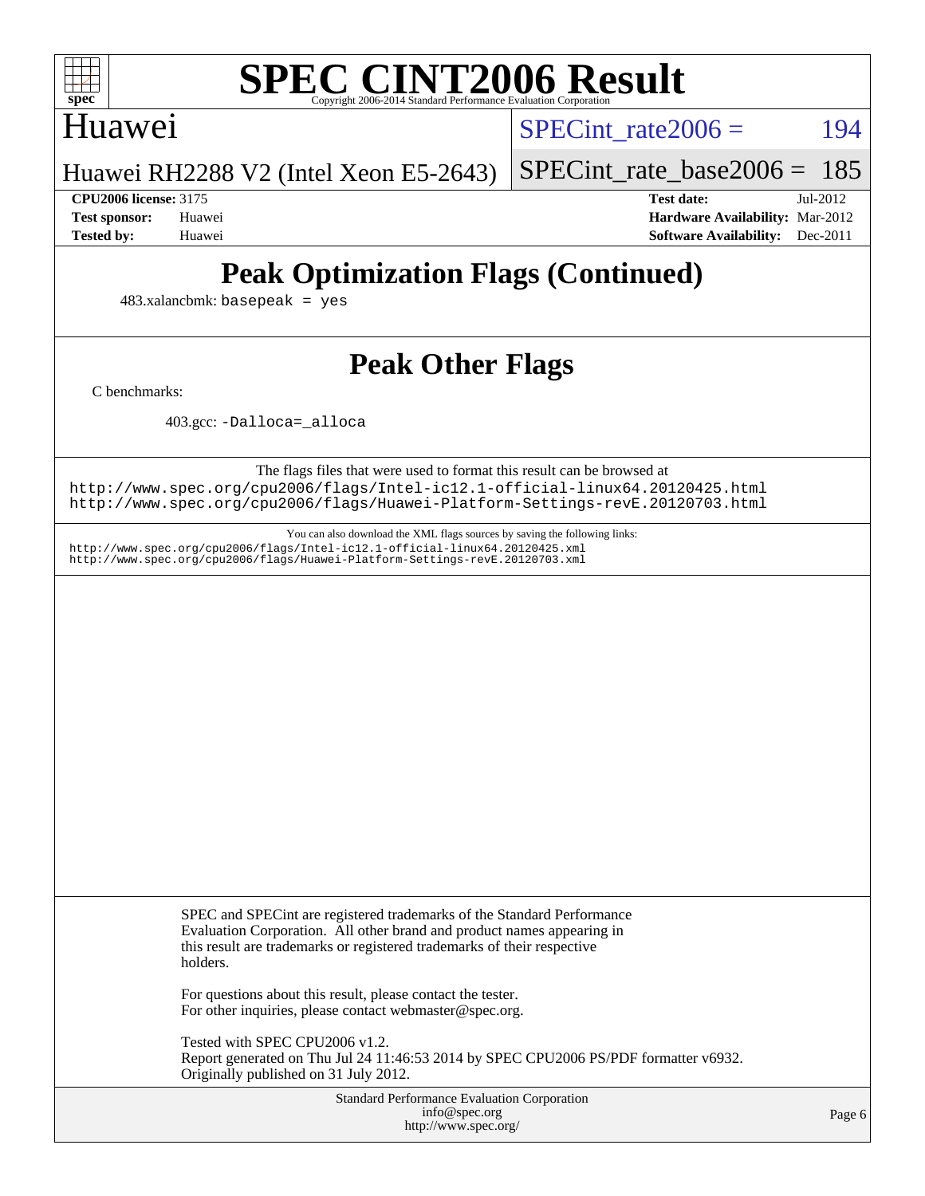# SPEC CINT2006 Result

Copyright 2006-2014 Standard Performance Evaluation Corporation

Huawei

Huawei RH2288 V2 (Intel Xeon E5-2643)

SPECint_rate2006 = 194

SPECint_rate_base2006 = 185

**CPU2006 license:** 3175
**Test sponsor:** Huawei
**Tested by:** Huawei

**Test date:** Jul-2012
**Hardware Availability:** Mar-2012
**Software Availability:** Dec-2011

## Peak Optimization Flags (Continued)

483.xalancbmk: basepeak = yes

## Peak Other Flags

C benchmarks:

403.gcc: -Dalloca=_alloca

The flags files that were used to format this result can be browsed at
http://www.spec.org/cpu2006/flags/Intel-ic12.1-official-linux64.20120425.html
http://www.spec.org/cpu2006/flags/Huawei-Platform-Settings-revE.20120703.html

You can also download the XML flags sources by saving the following links:
http://www.spec.org/cpu2006/flags/Intel-ic12.1-official-linux64.20120425.xml
http://www.spec.org/cpu2006/flags/Huawei-Platform-Settings-revE.20120703.xml

SPEC and SPECint are registered trademarks of the Standard Performance Evaluation Corporation. All other brand and product names appearing in this result are trademarks or registered trademarks of their respective holders.

For questions about this result, please contact the tester.
For other inquiries, please contact webmaster@spec.org.

Tested with SPEC CPU2006 v1.2.
Report generated on Thu Jul 24 11:46:53 2014 by SPEC CPU2006 PS/PDF formatter v6932.
Originally published on 31 July 2012.

Standard Performance Evaluation Corporation
info@spec.org
http://www.spec.org/